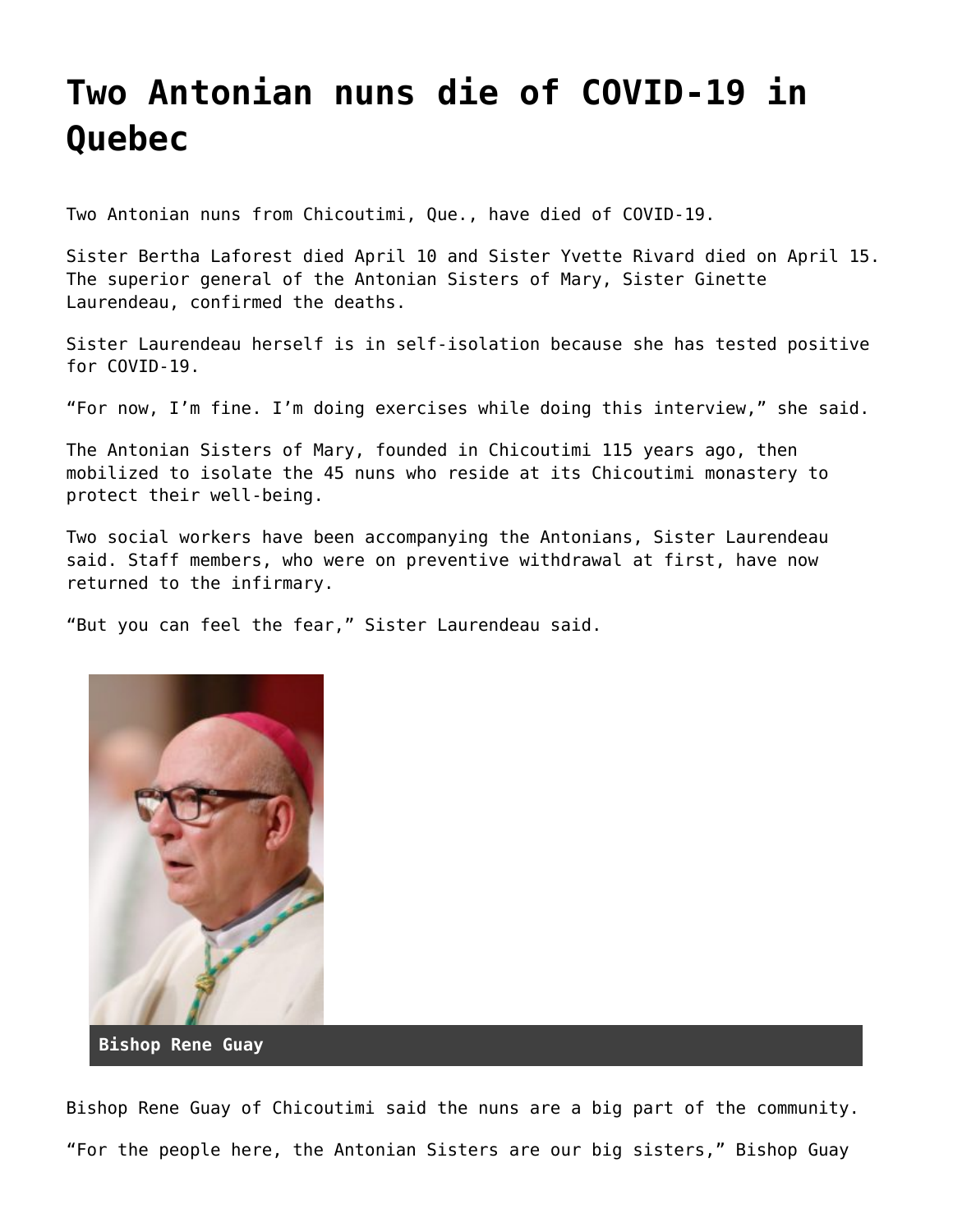# Two Antonian nuns die of COVID-19 in Quebec

Two Antonian nuns from Chicoutimi, Que., have died of COVID-19.

Sister Bertha Laforest died April 10 and Sister Yvette Rivard died on April 15. The superior general of the Antonian Sisters of Mary, Sister Ginette Laurendeau, confirmed the deaths.

Sister Laurendeau herself is in self-isolation because she has tested positive for COVID-19.

"For now, I'm fine. I'm doing exercises while doing this interview," she said.

The Antonian Sisters of Mary, founded in Chicoutimi 115 years ago, then mobilized to isolate the 45 nuns who reside at its Chicoutimi monastery to protect their well-being.

Two social workers have been accompanying the Antonians, Sister Laurendeau said. Staff members, who were on preventive withdrawal at first, have now returned to the infirmary.

"But you can feel the fear," Sister Laurendeau said.

**Bishop Rene Guay**

Bishop Rene Guay of Chicoutimi said the nuns are a big part of the community.

"For the people here, the Antonian Sisters are our big sisters," Bishop Guay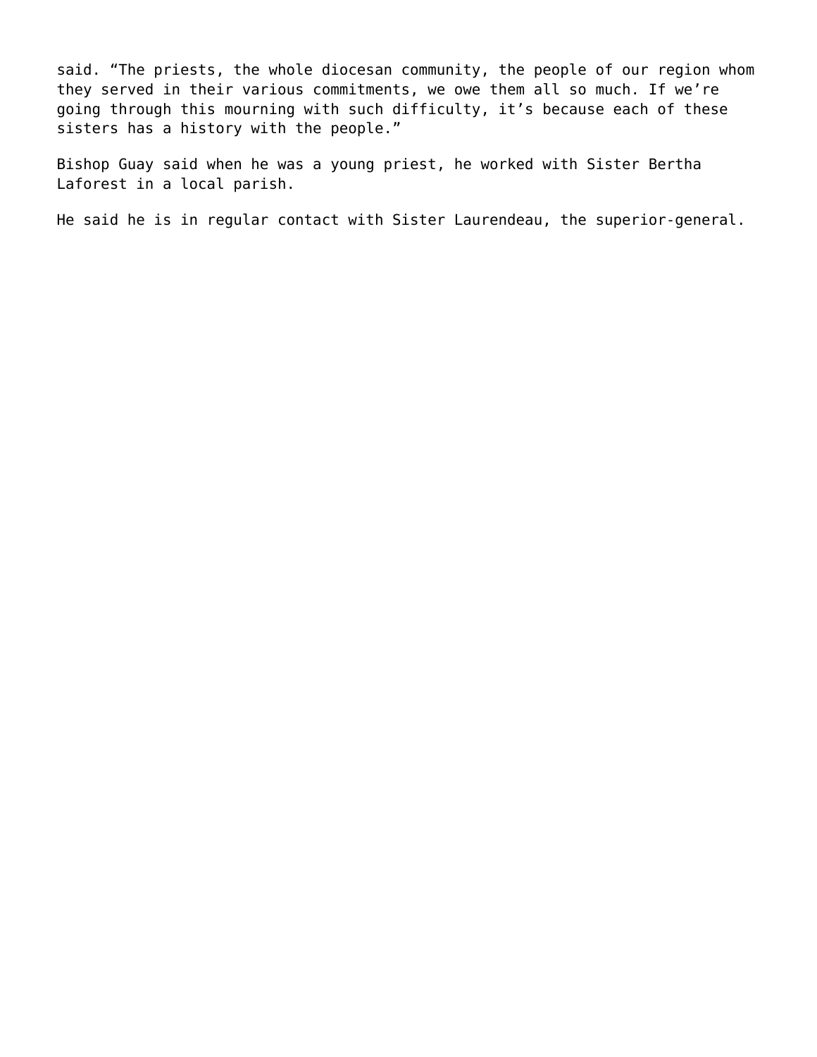said. “The priests, the whole diocesan community, the people of our region whom they served in their various commitments, we owe them all so much. If we’re going through this mourning with such difficulty, it’s because each of these sisters has a history with the people.”

Bishop Guay said when he was a young priest, he worked with Sister Bertha Laforest in a local parish.

He said he is in regular contact with Sister Laurendeau, the superior-general.